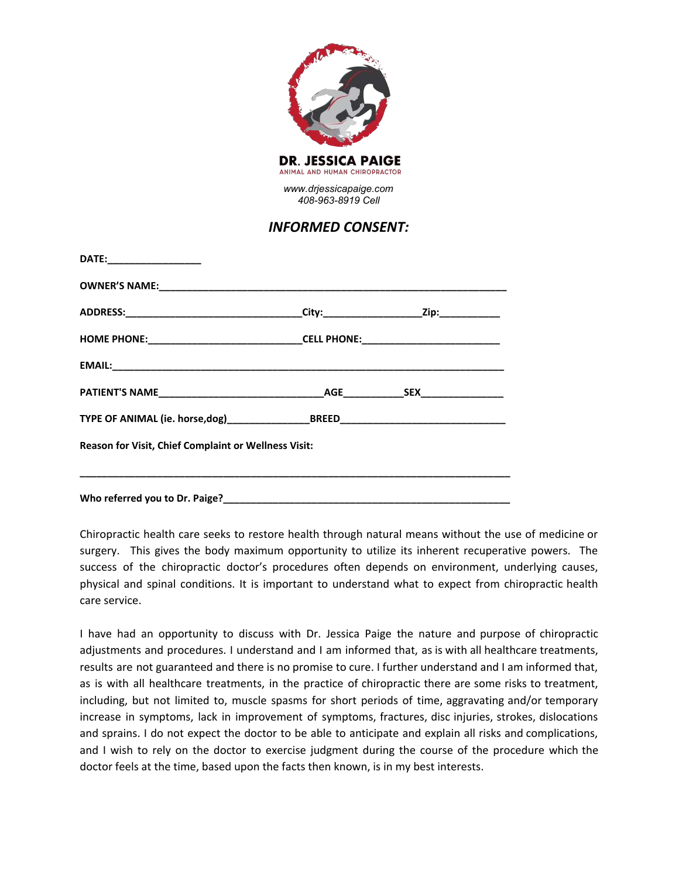**DR. JESSICA PAIGE**

ANIMAL AND HUMAN CHIROPRACTOR

*www.drjessicapaige.com*
*408-963-8919 Cell*

## *INFORMED CONSENT:*

**DATE:\_\_\_\_\_\_\_\_\_\_\_\_\_\_\_\_\_\_**

**OWNER'S NAME:\_\_\_\_\_\_\_\_\_\_\_\_\_\_\_\_\_\_\_\_\_\_\_\_\_\_\_\_\_\_\_\_\_\_\_\_\_\_\_\_\_\_\_\_\_\_\_\_\_\_\_\_\_\_\_\_\_\_\_\_\_\_\_\_\_**

**ADDRESS:\_\_\_\_\_\_\_\_\_\_\_\_\_\_\_\_\_\_\_\_\_\_\_\_\_\_\_\_\_\_\_\_\_\_City:\_\_\_\_\_\_\_\_\_\_\_\_\_\_\_\_\_\_\_Zip:\_\_\_\_\_\_\_\_\_\_\_\_**

**HOME PHONE:\_\_\_\_\_\_\_\_\_\_\_\_\_\_\_\_\_\_\_\_\_\_\_\_\_\_\_\_\_\_CELL PHONE:\_\_\_\_\_\_\_\_\_\_\_\_\_\_\_\_\_\_\_\_\_\_\_\_\_\_\_**

**EMAIL:\_\_\_\_\_\_\_\_\_\_\_\_\_\_\_\_\_\_\_\_\_\_\_\_\_\_\_\_\_\_\_\_\_\_\_\_\_\_\_\_\_\_\_\_\_\_\_\_\_\_\_\_\_\_\_\_\_\_\_\_\_\_\_\_\_\_\_\_\_\_\_\_\_\_**

**PATIENT'S NAME\_\_\_\_\_\_\_\_\_\_\_\_\_\_\_\_\_\_\_\_\_\_\_\_\_\_\_\_\_\_\_\_AGE\_\_\_\_\_\_\_\_\_\_\_\_SEX\_\_\_\_\_\_\_\_\_\_\_\_\_\_\_\_**

**TYPE OF ANIMAL (ie. horse,dog)\_\_\_\_\_\_\_\_\_\_\_\_\_\_\_\_\_BREED\_\_\_\_\_\_\_\_\_\_\_\_\_\_\_\_\_\_\_\_\_\_\_\_\_\_\_\_\_\_\_\_**

**Reason for Visit, Chief Complaint or Wellness Visit:**

**\_\_\_\_\_\_\_\_\_\_\_\_\_\_\_\_\_\_\_\_\_\_\_\_\_\_\_\_\_\_\_\_\_\_\_\_\_\_\_\_\_\_\_\_\_\_\_\_\_\_\_\_\_\_\_\_\_\_\_\_\_\_\_\_\_\_\_\_\_\_\_\_\_\_\_\_\_\_\_\_\_\_**

**Who referred you to Dr. Paige?\_\_\_\_\_\_\_\_\_\_\_\_\_\_\_\_\_\_\_\_\_\_\_\_\_\_\_\_\_\_\_\_\_\_\_\_\_\_\_\_\_\_\_\_\_\_\_\_\_\_\_\_\_\_\_\_\_\_**

Chiropractic health care seeks to restore health through natural means without the use of medicine or surgery. This gives the body maximum opportunity to utilize its inherent recuperative powers. The success of the chiropractic doctor's procedures often depends on environment, underlying causes, physical and spinal conditions. It is important to understand what to expect from chiropractic health care service.

I have had an opportunity to discuss with Dr. Jessica Paige the nature and purpose of chiropractic adjustments and procedures. I understand and I am informed that, as is with all healthcare treatments, results are not guaranteed and there is no promise to cure. I further understand and I am informed that, as is with all healthcare treatments, in the practice of chiropractic there are some risks to treatment, including, but not limited to, muscle spasms for short periods of time, aggravating and/or temporary increase in symptoms, lack in improvement of symptoms, fractures, disc injuries, strokes, dislocations and sprains. I do not expect the doctor to be able to anticipate and explain all risks and complications, and I wish to rely on the doctor to exercise judgment during the course of the procedure which the doctor feels at the time, based upon the facts then known, is in my best interests.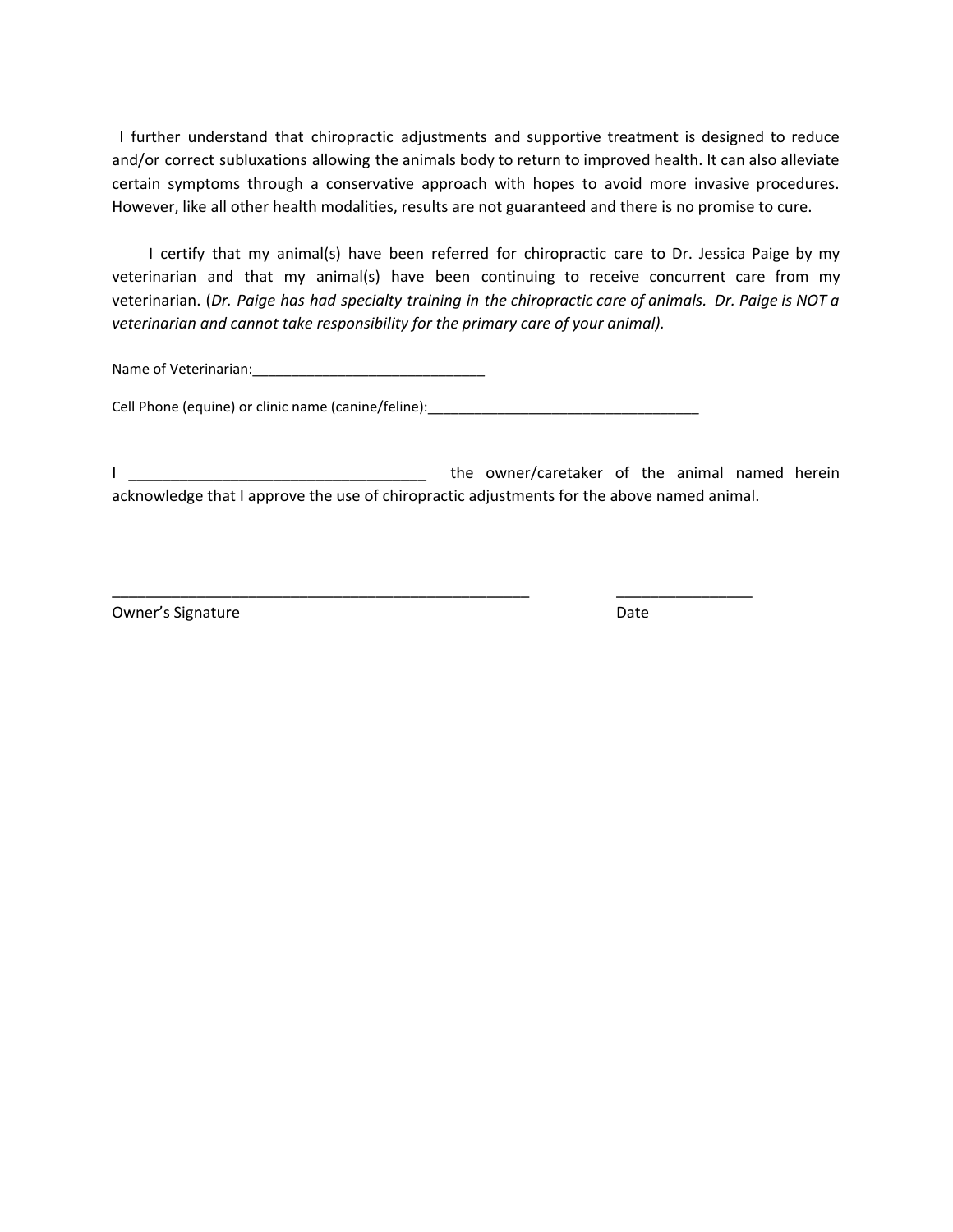I further understand that chiropractic adjustments and supportive treatment is designed to reduce and/or correct subluxations allowing the animals body to return to improved health. It can also alleviate certain symptoms through a conservative approach with hopes to avoid more invasive procedures. However, like all other health modalities, results are not guaranteed and there is no promise to cure.

I certify that my animal(s) have been referred for chiropractic care to Dr. Jessica Paige by my veterinarian and that my animal(s) have been continuing to receive concurrent care from my veterinarian. (*Dr. Paige has had specialty training in the chiropractic care of animals. Dr. Paige is NOT a veterinarian and cannot take responsibility for the primary care of your animal).*

Name of Veterinarian:______________________________

Cell Phone (equine) or clinic name (canine/feline):___________________________________

I ___________________________________ the owner/caretaker of the animal named herein acknowledge that I approve the use of chiropractic adjustments for the above named animal.

_____________________________________________________ ________________

Owner's Signature Date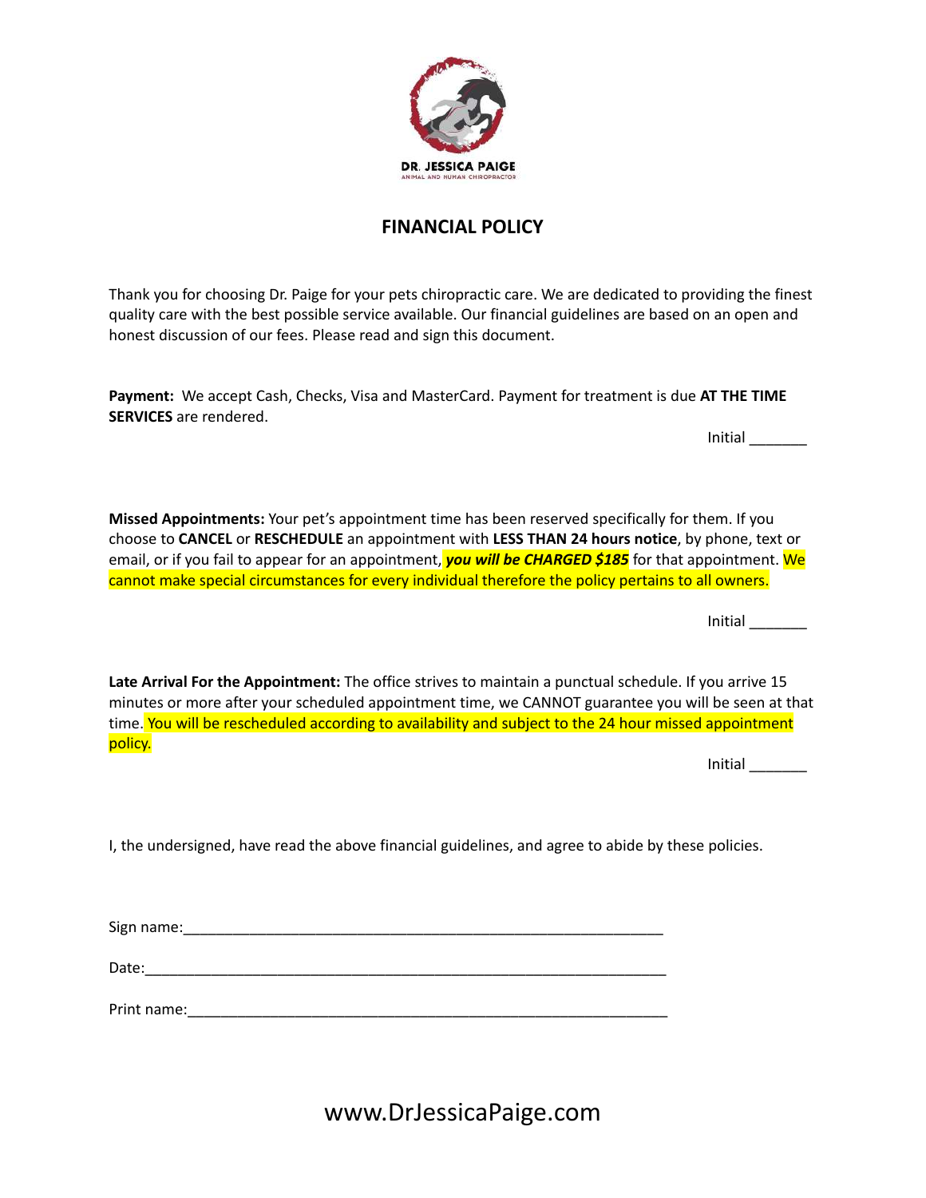DR. JESSICA PAIGE
ANIMAL AND HUMAN CHIROPRACTOR

# FINANCIAL POLICY

Thank you for choosing Dr. Paige for your pets chiropractic care. We are dedicated to providing the finest quality care with the best possible service available. Our financial guidelines are based on an open and honest discussion of our fees. Please read and sign this document.

**Payment:** We accept Cash, Checks, Visa and MasterCard. Payment for treatment is due **AT THE TIME SERVICES** are rendered.

Initial _______

**Missed Appointments:** Your pet's appointment time has been reserved specifically for them. If you choose to **CANCEL** or **RESCHEDULE** an appointment with **LESS THAN 24 hours notice**, by phone, text or email, or if you fail to appear for an appointment, ***you will be CHARGED $185*** for that appointment. We cannot make special circumstances for every individual therefore the policy pertains to all owners.

Initial _______

**Late Arrival For the Appointment:** The office strives to maintain a punctual schedule. If you arrive 15 minutes or more after your scheduled appointment time, we CANNOT guarantee you will be seen at that time. You will be rescheduled according to availability and subject to the 24 hour missed appointment policy.

Initial _______

I, the undersigned, have read the above financial guidelines, and agree to abide by these policies.

Sign name:____________________________________________________________

Date:_________________________________________________________________

Print name:____________________________________________________________

www.DrJessicaPaige.com